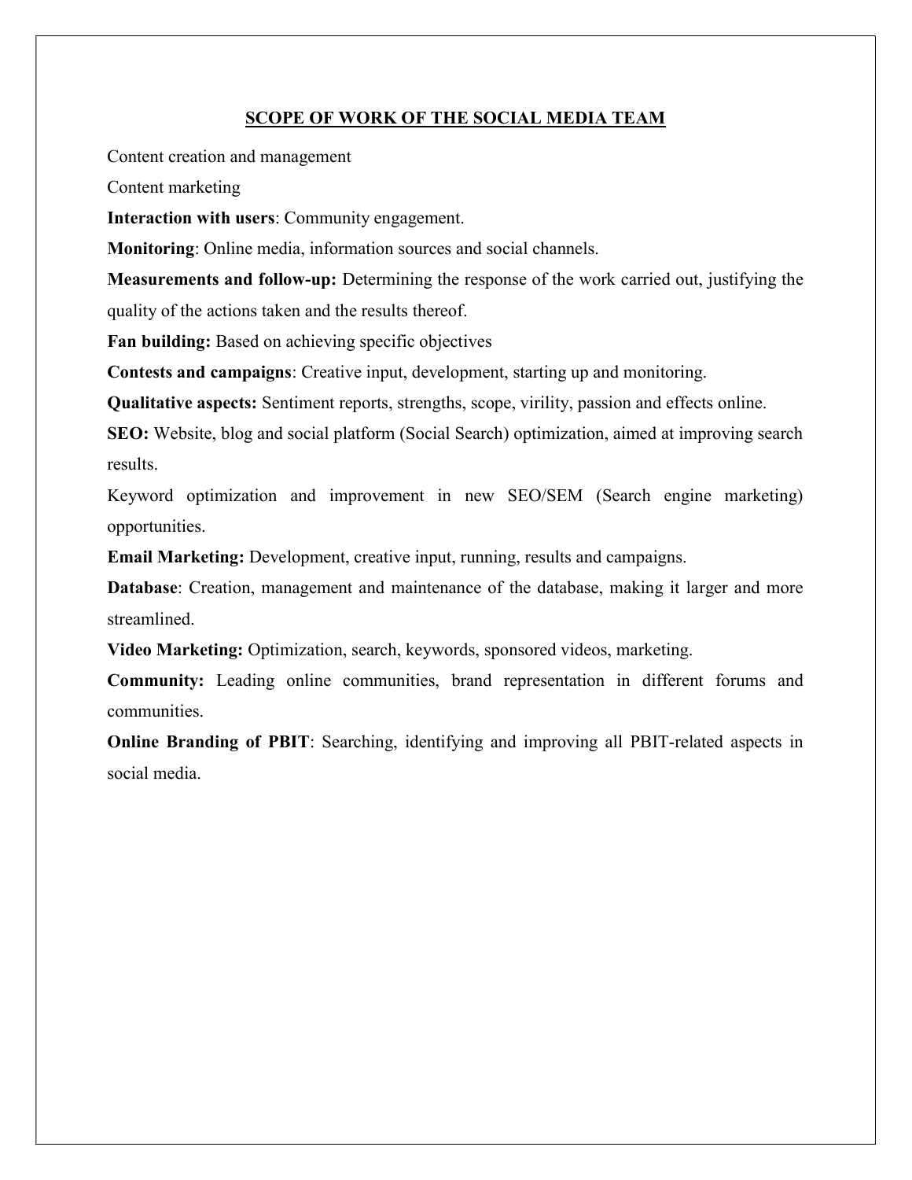## SCOPE OF WORK OF THE SOCIAL MEDIA TEAM

Content creation and management

Content marketing

**Interaction with users**: Community engagement.

**Monitoring**: Online media, information sources and social channels.

**Measurements and follow-up:** Determining the response of the work carried out, justifying the quality of the actions taken and the results thereof.

**Fan building:** Based on achieving specific objectives

**Contests and campaigns**: Creative input, development, starting up and monitoring.

**Qualitative aspects:** Sentiment reports, strengths, scope, virility, passion and effects online.

**SEO:** Website, blog and social platform (Social Search) optimization, aimed at improving search results.

Keyword optimization and improvement in new SEO/SEM (Search engine marketing) opportunities.

**Email Marketing:** Development, creative input, running, results and campaigns.

**Database**: Creation, management and maintenance of the database, making it larger and more streamlined.

**Video Marketing:** Optimization, search, keywords, sponsored videos, marketing.

**Community:** Leading online communities, brand representation in different forums and communities.

**Online Branding of PBIT**: Searching, identifying and improving all PBIT-related aspects in social media.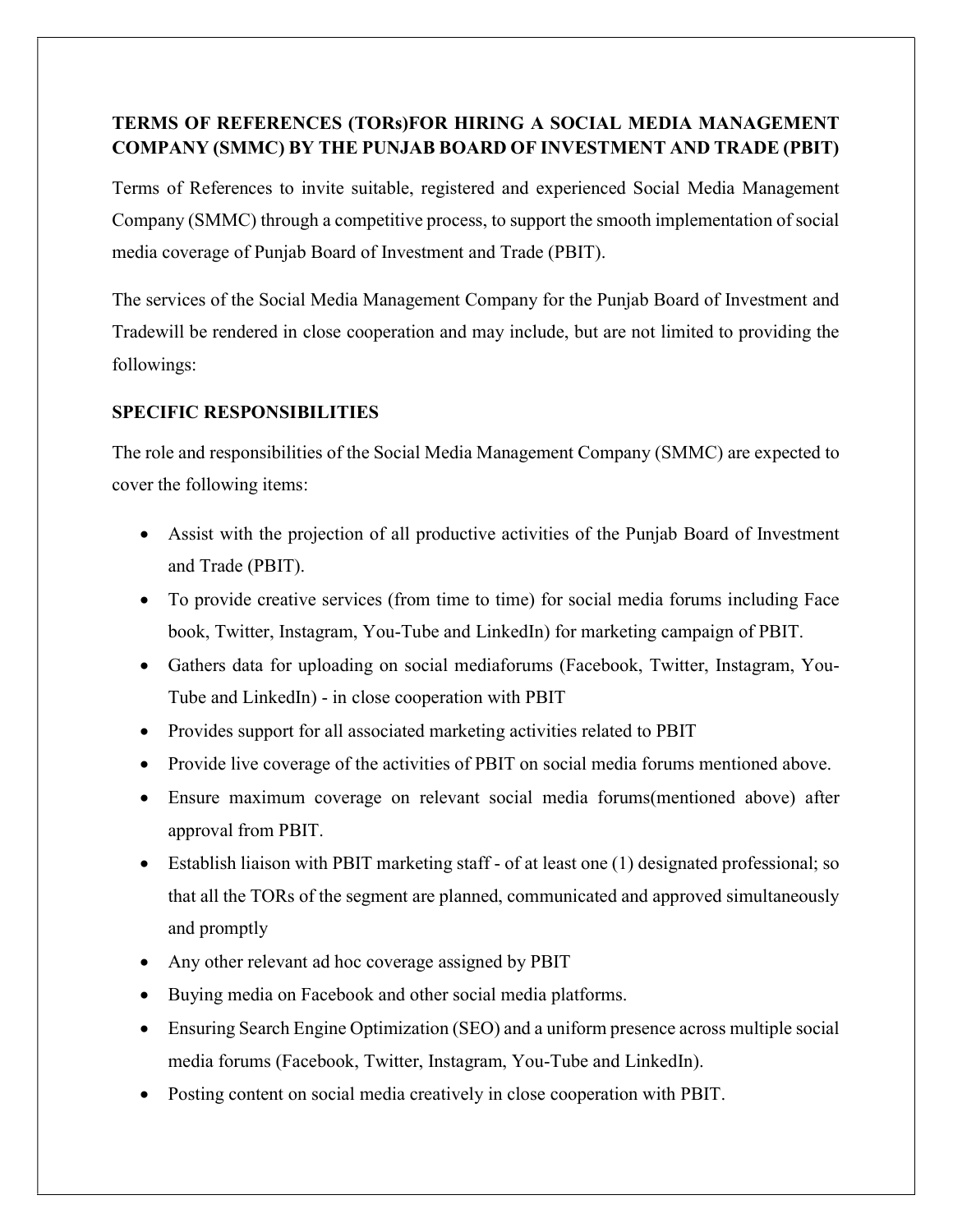**TERMS OF REFERENCES (TORs)FOR HIRING A SOCIAL MEDIA MANAGEMENT COMPANY (SMMC) BY THE PUNJAB BOARD OF INVESTMENT AND TRADE (PBIT)**

Terms of References to invite suitable, registered and experienced Social Media Management Company (SMMC) through a competitive process, to support the smooth implementation of social media coverage of Punjab Board of Investment and Trade (PBIT).

The services of the Social Media Management Company for the Punjab Board of Investment and Tradewill be rendered in close cooperation and may include, but are not limited to providing the followings:

**SPECIFIC RESPONSIBILITIES**

The role and responsibilities of the Social Media Management Company (SMMC) are expected to cover the following items:

- Assist with the projection of all productive activities of the Punjab Board of Investment and Trade (PBIT).
- To provide creative services (from time to time) for social media forums including Face book, Twitter, Instagram, You-Tube and LinkedIn) for marketing campaign of PBIT.
- Gathers data for uploading on social mediaforums (Facebook, Twitter, Instagram, You-Tube and LinkedIn) - in close cooperation with PBIT
- Provides support for all associated marketing activities related to PBIT
- Provide live coverage of the activities of PBIT on social media forums mentioned above.
- Ensure maximum coverage on relevant social media forums(mentioned above) after approval from PBIT.
- Establish liaison with PBIT marketing staff - of at least one (1) designated professional; so that all the TORs of the segment are planned, communicated and approved simultaneously and promptly
- Any other relevant ad hoc coverage assigned by PBIT
- Buying media on Facebook and other social media platforms.
- Ensuring Search Engine Optimization (SEO) and a uniform presence across multiple social media forums (Facebook, Twitter, Instagram, You-Tube and LinkedIn).
- Posting content on social media creatively in close cooperation with PBIT.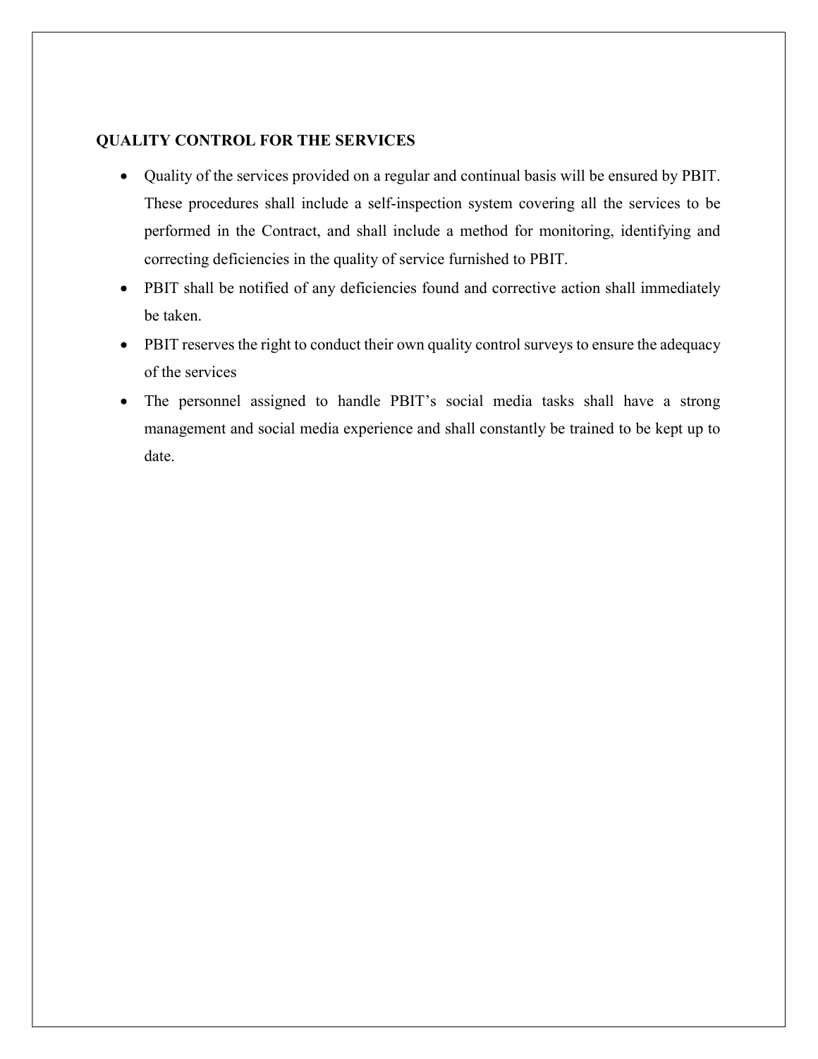## QUALITY CONTROL FOR THE SERVICES

- Quality of the services provided on a regular and continual basis will be ensured by PBIT. These procedures shall include a self-inspection system covering all the services to be performed in the Contract, and shall include a method for monitoring, identifying and correcting deficiencies in the quality of service furnished to PBIT.
- PBIT shall be notified of any deficiencies found and corrective action shall immediately be taken.
- PBIT reserves the right to conduct their own quality control surveys to ensure the adequacy of the services
- The personnel assigned to handle PBIT's social media tasks shall have a strong management and social media experience and shall constantly be trained to be kept up to date.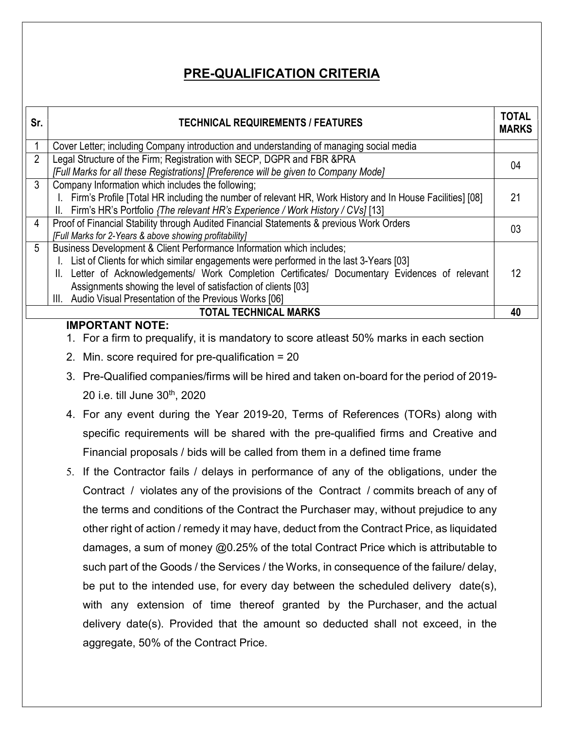# PRE-QUALIFICATION CRITERIA

| Sr. | TECHNICAL REQUIREMENTS / FEATURES | TOTAL MARKS |
|---|---|---|
| 1 | Cover Letter; including Company introduction and understanding of managing social media | |
| 2 | Legal Structure of the Firm; Registration with SECP, DGPR and FBR &PRA<br>*[Full Marks for all these Registrations] [Preference will be given to Company Mode]* | 04 |
| 3 | Company Information which includes the following;<br>I. Firm's Profile [Total HR including the number of relevant HR, Work History and In House Facilities] [08]<br>II. Firm's HR's Portfolio *{The relevant HR's Experience / Work History / CVs]* [13] | 21 |
| 4 | Proof of Financial Stability through Audited Financial Statements & previous Work Orders<br>*[Full Marks for 2-Years & above showing profitability]* | 03 |
| 5 | Business Development & Client Performance Information which includes;<br>I. List of Clients for which similar engagements were performed in the last 3-Years [03]<br>II. Letter of Acknowledgements/ Work Completion Certificates/ Documentary Evidences of relevant Assignments showing the level of satisfaction of clients [03]<br>III. Audio Visual Presentation of the Previous Works [06] | 12 |
| | **TOTAL TECHNICAL MARKS** | **40** |

**IMPORTANT NOTE:**

1. For a firm to prequalify, it is mandatory to score atleast 50% marks in each section
2. Min. score required for pre-qualification = 20
3. Pre-Qualified companies/firms will be hired and taken on-board for the period of 2019-20 i.e. till June 30th, 2020
4. For any event during the Year 2019-20, Terms of References (TORs) along with specific requirements will be shared with the pre-qualified firms and Creative and Financial proposals / bids will be called from them in a defined time frame
5. If the Contractor fails / delays in performance of any of the obligations, under the Contract / violates any of the provisions of the Contract / commits breach of any of the terms and conditions of the Contract the Purchaser may, without prejudice to any other right of action / remedy it may have, deduct from the Contract Price, as liquidated damages, a sum of money @0.25% of the total Contract Price which is attributable to such part of the Goods / the Services / the Works, in consequence of the failure/ delay, be put to the intended use, for every day between the scheduled delivery date(s), with any extension of time thereof granted by the Purchaser, and the actual delivery date(s). Provided that the amount so deducted shall not exceed, in the aggregate, 50% of the Contract Price.